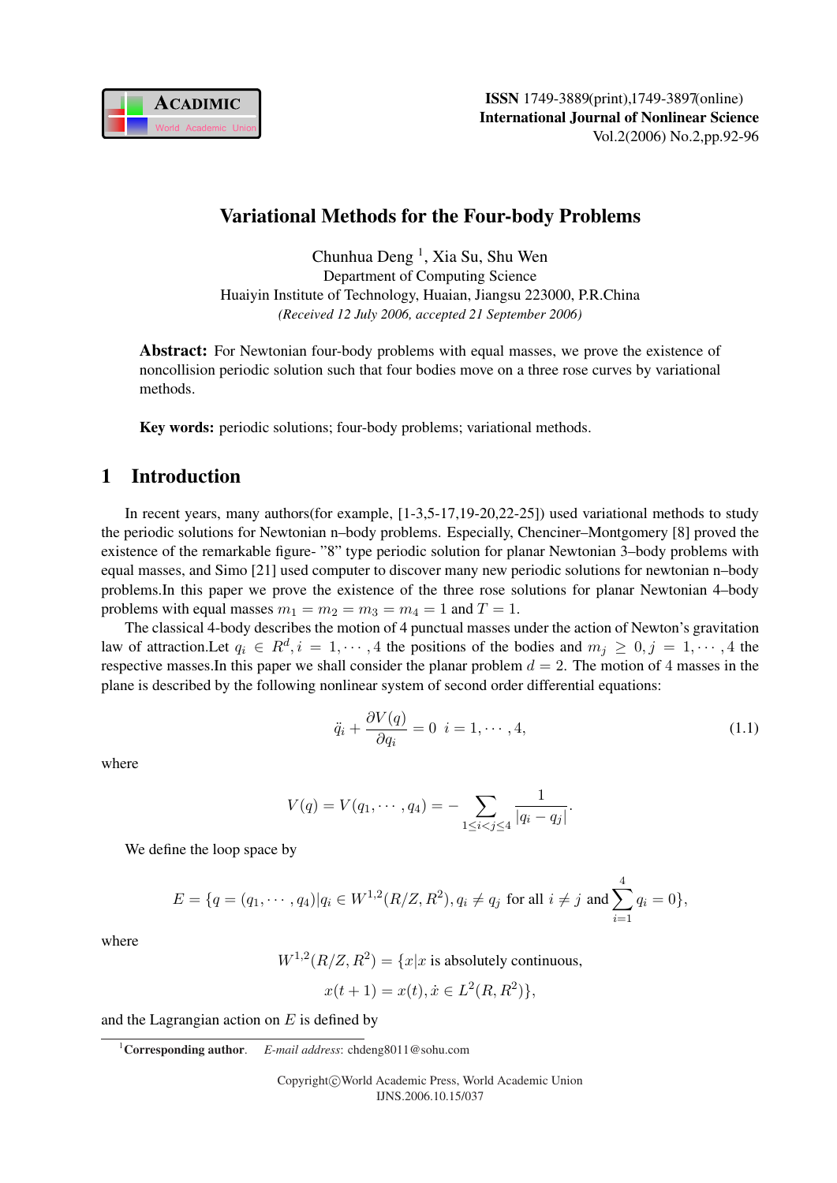# Variational Methods for the Four-body Problems

Chunhua Deng [1], Xia Su, Shu Wen

Department of Computing Science

Huaiyin Institute of Technology, Huaian, Jiangsu 223000, P.R.China

*(Received 12 July 2006, accepted 21 September 2006)*

**Abstract:** For Newtonian four-body problems with equal masses, we prove the existence of noncollision periodic solution such that four bodies move on a three rose curves by variational methods.

**Key words:** periodic solutions; four-body problems; variational methods.

## 1 Introduction

In recent years, many authors(for example, [1-3,5-17,19-20,22-25]) used variational methods to study the periodic solutions for Newtonian n–body problems. Especially, Chenciner–Montgomery [8] proved the existence of the remarkable figure- "8" type periodic solution for planar Newtonian 3–body problems with equal masses, and Simo [21] used computer to discover many new periodic solutions for newtonian n–body problems.In this paper we prove the existence of the three rose solutions for planar Newtonian 4–body problems with equal masses $m_1 = m_2 = m_3 = m_4 = 1$ and $T = 1$.

The classical 4-body describes the motion of 4 punctual masses under the action of Newton's gravitation law of attraction.Let $q_i \in R^d, i = 1, \cdots, 4$ the positions of the bodies and $m_j \geq 0, j = 1, \cdots, 4$ the respective masses.In this paper we shall consider the planar problem $d = 2$. The motion of 4 masses in the plane is described by the following nonlinear system of second order differential equations:

$$\ddot{q}_i + \frac{\partial V(q)}{\partial q_i} = 0 \quad i = 1, \cdots, 4, \tag{1.1}$$

where

$$V(q) = V(q_1, \cdots, q_4) = -\sum_{1 \leq i < j \leq 4} \frac{1}{|q_i - q_j|}.$$

We define the loop space by

$$E = \{q = (q_1, \cdots, q_4) | q_i \in W^{1,2}(R/Z, R^2), q_i \neq q_j \text{ for all } i \neq j \text{ and } \sum_{i=1}^{4} q_i = 0\},$$

where

$$W^{1,2}(R/Z, R^2) = \{x | x \text{ is absolutely continuous},$$

$$x(t+1) = x(t), \dot{x} \in L^2(R, R^2)\},$$

and the Lagrangian action on $E$ is defined by

[1] **Corresponding author**. *E-mail address*: chdeng8011@sohu.com

Copyright©World Academic Press, World Academic Union
IJNS.2006.10.15/037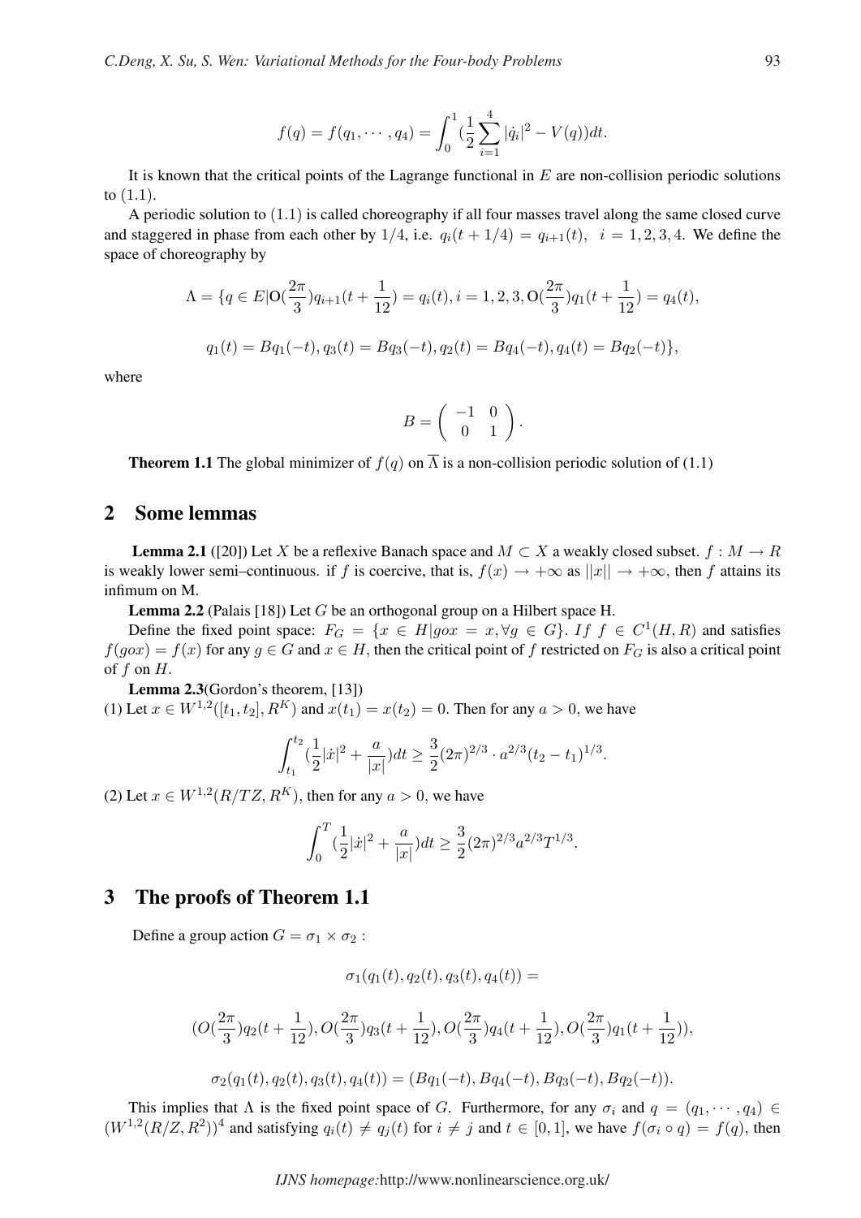$$f(q) = f(q_1, \cdots, q_4) = \int_0^1 (\frac{1}{2}\sum_{i=1}^{4} |\dot{q}_i|^2 - V(q))dt.$$

It is known that the critical points of the Lagrange functional in $E$ are non-collision periodic solutions to (1.1).

A periodic solution to (1.1) is called choreography if all four masses travel along the same closed curve and staggered in phase from each other by $1/4$, i.e. $q_i(t + 1/4) = q_{i+1}(t), \ \ i = 1, 2, 3, 4$. We define the space of choreography by

$$\Lambda = \{q \in E | \mathrm{O}(\frac{2\pi}{3})q_{i+1}(t + \frac{1}{12}) = q_i(t), i = 1, 2, 3, \mathrm{O}(\frac{2\pi}{3})q_1(t + \frac{1}{12}) = q_4(t),$$

$$q_1(t) = Bq_1(-t), q_3(t) = Bq_3(-t), q_2(t) = Bq_4(-t), q_4(t) = Bq_2(-t)\},$$

where

$$B = \begin{pmatrix} -1 & 0 \\ 0 & 1 \end{pmatrix}.$$

**Theorem 1.1** The global minimizer of $f(q)$ on $\overline{\Lambda}$ is a non-collision periodic solution of (1.1)

## 2 Some lemmas

**Lemma 2.1** ([20]) Let $X$ be a reflexive Banach space and $M \subset X$ a weakly closed subset. $f : M \to R$ is weakly lower semi–continuous. if $f$ is coercive, that is, $f(x) \to +\infty$ as $||x|| \to +\infty$, then $f$ attains its infimum on M.

**Lemma 2.2** (Palais [18]) Let $G$ be an orthogonal group on a Hilbert space H.

Define the fixed point space: $F_G = \{x \in H | gox = x, \forall g \in G\}$. *If* $f \in C^1(H, R)$ and satisfies $f(gox) = f(x)$ for any $g \in G$ and $x \in H$, then the critical point of $f$ restricted on $F_G$ is also a critical point of $f$ on $H$.

**Lemma 2.3**(Gordon's theorem, [13])

(1) Let $x \in W^{1,2}([t_1, t_2], R^K)$ and $x(t_1) = x(t_2) = 0$. Then for any $a > 0$, we have

$$\int_{t_1}^{t_2} (\frac{1}{2}|\dot{x}|^2 + \frac{a}{|x|})dt \geq \frac{3}{2}(2\pi)^{2/3} \cdot a^{2/3}(t_2 - t_1)^{1/3}.$$

(2) Let $x \in W^{1,2}(R/TZ, R^K)$, then for any $a > 0$, we have

$$\int_0^T (\frac{1}{2}|\dot{x}|^2 + \frac{a}{|x|})dt \geq \frac{3}{2}(2\pi)^{2/3} a^{2/3} T^{1/3}.$$

## 3 The proofs of Theorem 1.1

Define a group action $G = \sigma_1 \times \sigma_2$ :

$$\sigma_1(q_1(t), q_2(t), q_3(t), q_4(t)) =$$

$$(O(\frac{2\pi}{3})q_2(t + \frac{1}{12}), O(\frac{2\pi}{3})q_3(t + \frac{1}{12}), O(\frac{2\pi}{3})q_4(t + \frac{1}{12}), O(\frac{2\pi}{3})q_1(t + \frac{1}{12})),$$

$$\sigma_2(q_1(t), q_2(t), q_3(t), q_4(t)) = (Bq_1(-t), Bq_4(-t), Bq_3(-t), Bq_2(-t)).$$

This implies that $\Lambda$ is the fixed point space of $G$. Furthermore, for any $\sigma_i$ and $q = (q_1, \cdots, q_4) \in (W^{1,2}(R/Z, R^2))^4$ and satisfying $q_i(t) \neq q_j(t)$ for $i \neq j$ and $t \in [0, 1]$, we have $f(\sigma_i \circ q) = f(q)$, then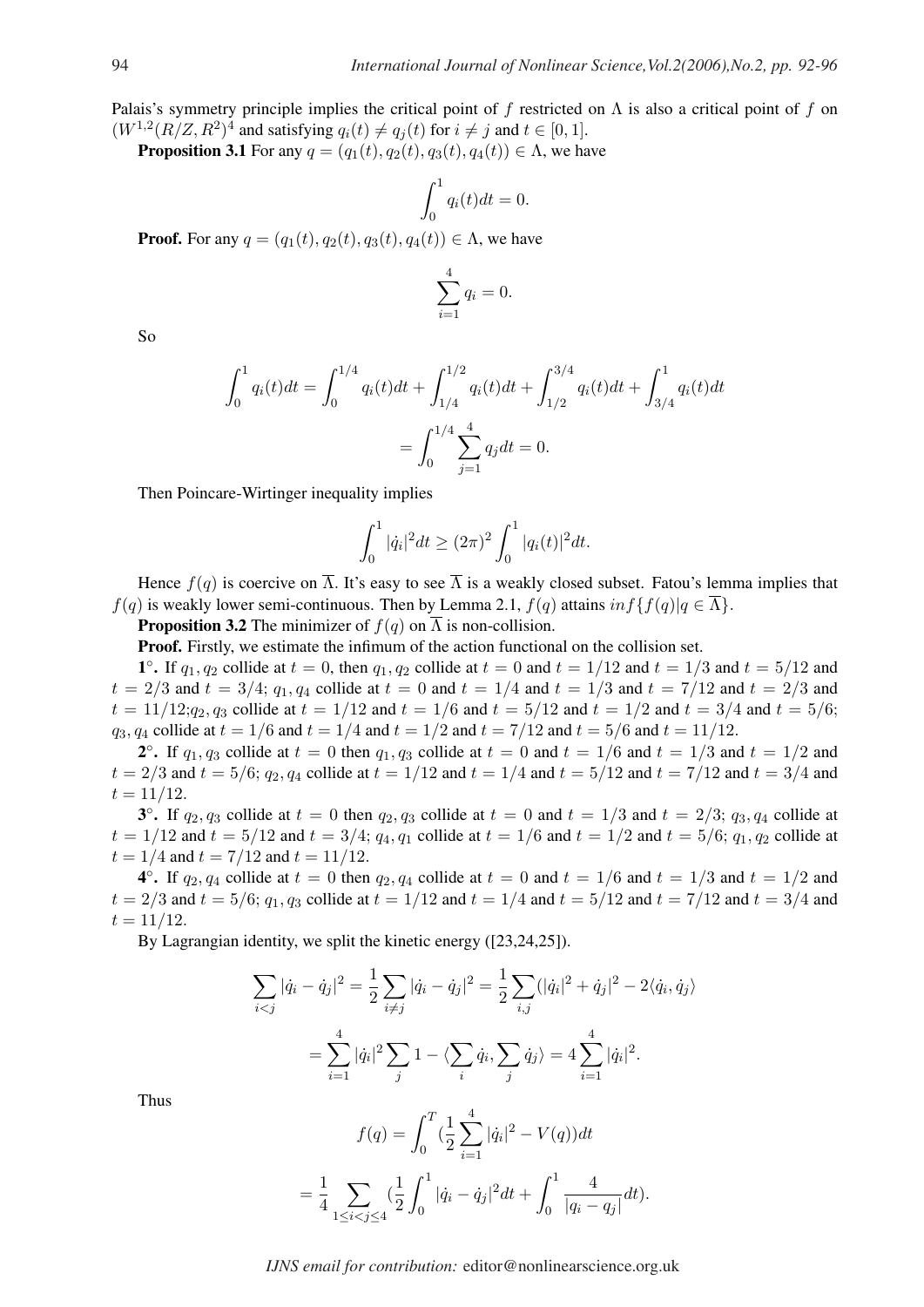Palais's symmetry principle implies the critical point of $f$ restricted on $\Lambda$ is also a critical point of $f$ on $(W^{1,2}(R/Z,R^2)^4$ and satisfying $q_i(t) \neq q_j(t)$ for $i \neq j$ and $t \in [0,1]$.

**Proposition 3.1** For any $q = (q_1(t), q_2(t), q_3(t), q_4(t)) \in \Lambda$, we have

$$\int_0^1 q_i(t)dt = 0.$$

**Proof.** For any $q = (q_1(t), q_2(t), q_3(t), q_4(t)) \in \Lambda$, we have

$$\sum_{i=1}^4 q_i = 0.$$

So

$$\int_0^1 q_i(t)dt = \int_0^{1/4} q_i(t)dt + \int_{1/4}^{1/2} q_i(t)dt + \int_{1/2}^{3/4} q_i(t)dt + \int_{3/4}^{1} q_i(t)dt$$
$$= \int_0^{1/4} \sum_{j=1}^4 q_j dt = 0.$$

Then Poincare-Wirtinger inequality implies

$$\int_0^1 |\dot{q}_i|^2 dt \geq (2\pi)^2 \int_0^1 |q_i(t)|^2 dt.$$

Hence $f(q)$ is coercive on $\overline{\Lambda}$. It's easy to see $\overline{\Lambda}$ is a weakly closed subset. Fatou's lemma implies that $f(q)$ is weakly lower semi-continuous. Then by Lemma 2.1, $f(q)$ attains $inf\{f(q)|q \in \overline{\Lambda}\}$.

**Proposition 3.2** The minimizer of $f(q)$ on $\overline{\Lambda}$ is non-collision.

**Proof.** Firstly, we estimate the infimum of the action functional on the collision set.

**1°.** If $q_1, q_2$ collide at $t = 0$, then $q_1, q_2$ collide at $t = 0$ and $t = 1/12$ and $t = 1/3$ and $t = 5/12$ and $t = 2/3$ and $t = 3/4$; $q_1, q_4$ collide at $t = 0$ and $t = 1/4$ and $t = 1/3$ and $t = 7/12$ and $t = 2/3$ and $t = 11/12$;$q_2, q_3$ collide at $t = 1/12$ and $t = 1/6$ and $t = 5/12$ and $t = 1/2$ and $t = 3/4$ and $t = 5/6$; $q_3, q_4$ collide at $t = 1/6$ and $t = 1/4$ and $t = 1/2$ and $t = 7/12$ and $t = 5/6$ and $t = 11/12$.

**2°.** If $q_1, q_3$ collide at $t = 0$ then $q_1, q_3$ collide at $t = 0$ and $t = 1/6$ and $t = 1/3$ and $t = 1/2$ and $t = 2/3$ and $t = 5/6$; $q_2, q_4$ collide at $t = 1/12$ and $t = 1/4$ and $t = 5/12$ and $t = 7/12$ and $t = 3/4$ and $t = 11/12$.

**3°.** If $q_2, q_3$ collide at $t = 0$ then $q_2, q_3$ collide at $t = 0$ and $t = 1/3$ and $t = 2/3$; $q_3, q_4$ collide at $t = 1/12$ and $t = 5/12$ and $t = 3/4$; $q_4, q_1$ collide at $t = 1/6$ and $t = 1/2$ and $t = 5/6$; $q_1, q_2$ collide at $t = 1/4$ and $t = 7/12$ and $t = 11/12$.

**4°.** If $q_2, q_4$ collide at $t = 0$ then $q_2, q_4$ collide at $t = 0$ and $t = 1/6$ and $t = 1/3$ and $t = 1/2$ and $t = 2/3$ and $t = 5/6$; $q_1, q_3$ collide at $t = 1/12$ and $t = 1/4$ and $t = 5/12$ and $t = 7/12$ and $t = 3/4$ and $t = 11/12$.

By Lagrangian identity, we split the kinetic energy ([23,24,25]).

$$\sum_{i<j} |\dot{q}_i - \dot{q}_j|^2 = \frac{1}{2}\sum_{i \neq j} |\dot{q}_i - \dot{q}_j|^2 = \frac{1}{2}\sum_{i,j}(|\dot{q}_i|^2 + \dot{q}_j|^2 - 2\langle \dot{q}_i, \dot{q}_j \rangle$$
$$= \sum_{i=1}^4 |\dot{q}_i|^2 \sum_j 1 - \langle \sum_i \dot{q}_i, \sum_j \dot{q}_j \rangle = 4\sum_{i=1}^4 |\dot{q}_i|^2.$$

Thus

$$f(q) = \int_0^T (\frac{1}{2}\sum_{i=1}^4 |\dot{q}_i|^2 - V(q))dt$$
$$= \frac{1}{4}\sum_{1 \leq i<j \leq 4} (\frac{1}{2}\int_0^1 |\dot{q}_i - \dot{q}_j|^2 dt + \int_0^1 \frac{4}{|q_i - q_j|}dt).$$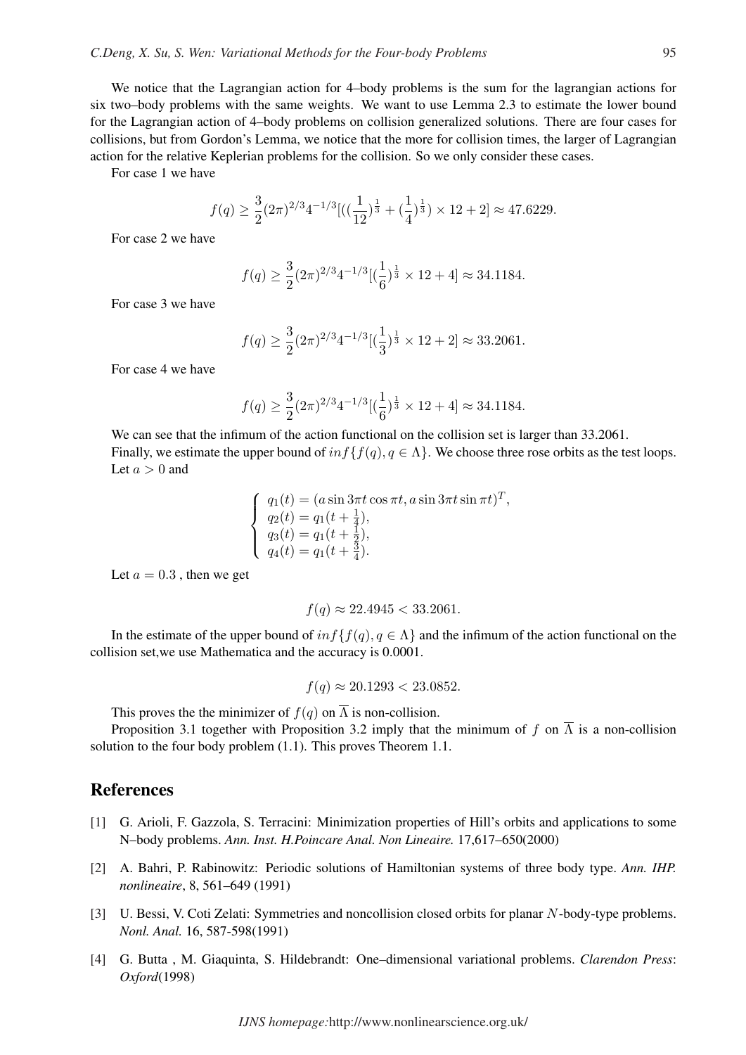We notice that the Lagrangian action for 4–body problems is the sum for the lagrangian actions for six two–body problems with the same weights. We want to use Lemma 2.3 to estimate the lower bound for the Lagrangian action of 4–body problems on collision generalized solutions. There are four cases for collisions, but from Gordon's Lemma, we notice that the more for collision times, the larger of Lagrangian action for the relative Keplerian problems for the collision. So we only consider these cases.

For case 1 we have

$$f(q) \geq \frac{3}{2}(2\pi)^{2/3}4^{-1/3}[((\frac{1}{12})^{\frac{1}{3}}+(\frac{1}{4})^{\frac{1}{3}})\times 12+2]\approx 47.6229.$$

For case 2 we have

$$f(q) \geq \frac{3}{2}(2\pi)^{2/3}4^{-1/3}[(\frac{1}{6})^{\frac{1}{3}}\times 12+4]\approx 34.1184.$$

For case 3 we have

$$f(q) \geq \frac{3}{2}(2\pi)^{2/3}4^{-1/3}[(\frac{1}{3})^{\frac{1}{3}}\times 12+2]\approx 33.2061.$$

For case 4 we have

$$f(q) \geq \frac{3}{2}(2\pi)^{2/3}4^{-1/3}[(\frac{1}{6})^{\frac{1}{3}}\times 12+4]\approx 34.1184.$$

We can see that the infimum of the action functional on the collision set is larger than 33.2061.

Finally, we estimate the upper bound of $inf\{f(q), q \in \Lambda\}$. We choose three rose orbits as the test loops. Let $a > 0$ and

$$\begin{cases} q_1(t) = (a\sin 3\pi t\cos \pi t, a\sin 3\pi t\sin \pi t)^T, \\ q_2(t) = q_1(t+\frac{1}{4}), \\ q_3(t) = q_1(t+\frac{1}{2}), \\ q_4(t) = q_1(t+\frac{3}{4}). \end{cases}$$

Let $a = 0.3$ , then we get

$$f(q) \approx 22.4945 < 33.2061.$$

In the estimate of the upper bound of $inf\{f(q), q \in \Lambda\}$ and the infimum of the action functional on the collision set,we use Mathematica and the accuracy is 0.0001.

$$f(q) \approx 20.1293 < 23.0852.$$

This proves the the minimizer of $f(q)$ on $\overline{\Lambda}$ is non-collision.

Proposition 3.1 together with Proposition 3.2 imply that the minimum of $f$ on $\overline{\Lambda}$ is a non-collision solution to the four body problem (1.1). This proves Theorem 1.1.

## References

[1] G. Arioli, F. Gazzola, S. Terracini: Minimization properties of Hill's orbits and applications to some N–body problems. *Ann. Inst. H.Poincare Anal. Non Lineaire.* 17,617–650(2000)

[2] A. Bahri, P. Rabinowitz: Periodic solutions of Hamiltonian systems of three body type. *Ann. IHP. nonlineaire*, 8, 561–649 (1991)

[3] U. Bessi, V. Coti Zelati: Symmetries and noncollision closed orbits for planar $N$-body-type problems. *Nonl. Anal.* 16, 587-598(1991)

[4] G. Butta , M. Giaquinta, S. Hildebrandt: One–dimensional variational problems. *Clarendon Press*: *Oxford*(1998)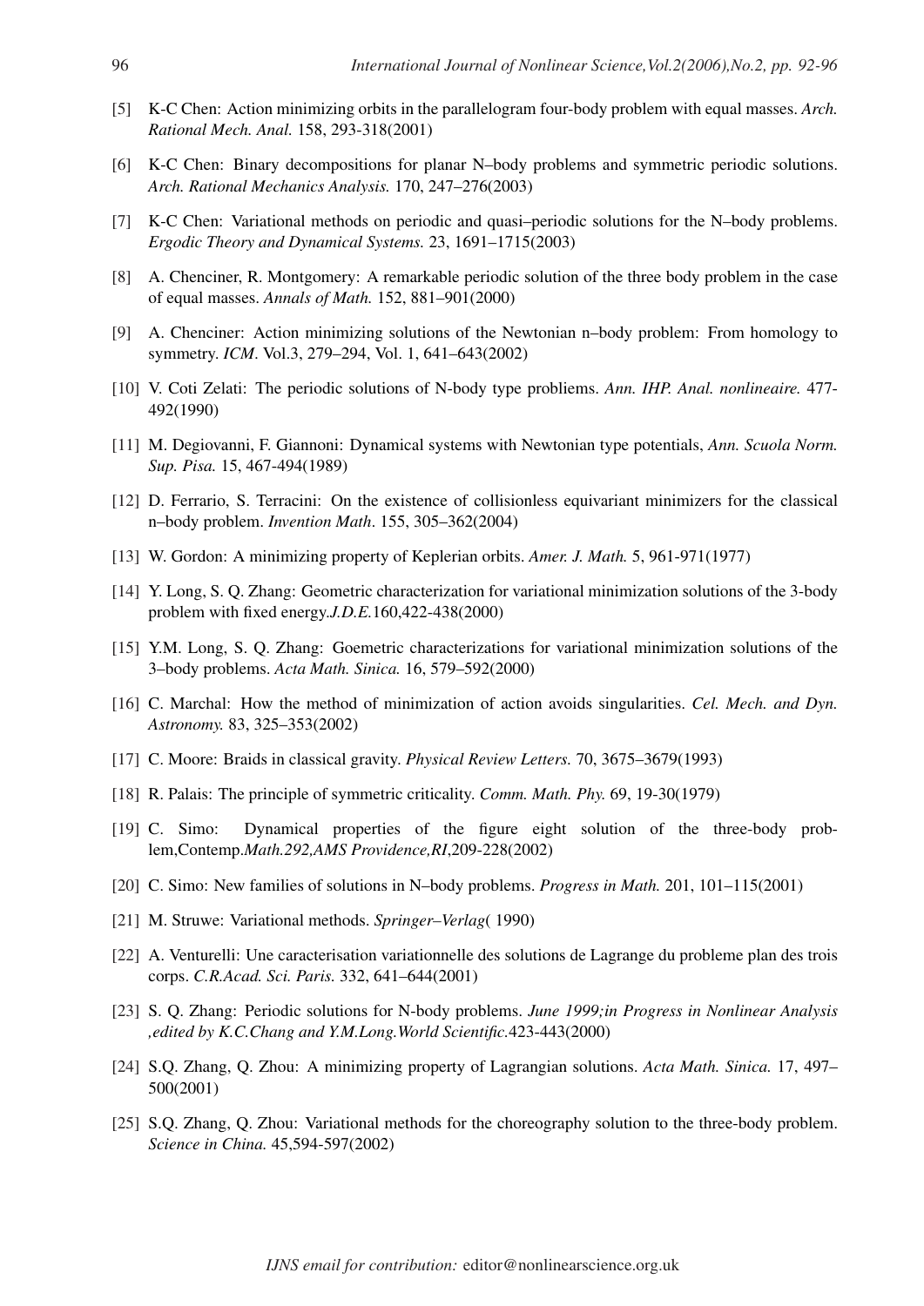[5] K-C Chen: Action minimizing orbits in the parallelogram four-body problem with equal masses. *Arch. Rational Mech. Anal.* 158, 293-318(2001)

[6] K-C Chen: Binary decompositions for planar N–body problems and symmetric periodic solutions. *Arch. Rational Mechanics Analysis.* 170, 247–276(2003)

[7] K-C Chen: Variational methods on periodic and quasi–periodic solutions for the N–body problems. *Ergodic Theory and Dynamical Systems.* 23, 1691–1715(2003)

[8] A. Chenciner, R. Montgomery: A remarkable periodic solution of the three body problem in the case of equal masses. *Annals of Math.* 152, 881–901(2000)

[9] A. Chenciner: Action minimizing solutions of the Newtonian n–body problem: From homology to symmetry. *ICM*. Vol.3, 279–294, Vol. 1, 641–643(2002)

[10] V. Coti Zelati: The periodic solutions of N-body type probliems. *Ann. IHP. Anal. nonlineaire.* 477-492(1990)

[11] M. Degiovanni, F. Giannoni: Dynamical systems with Newtonian type potentials, *Ann. Scuola Norm. Sup. Pisa.* 15, 467-494(1989)

[12] D. Ferrario, S. Terracini: On the existence of collisionless equivariant minimizers for the classical n–body problem. *Invention Math*. 155, 305–362(2004)

[13] W. Gordon: A minimizing property of Keplerian orbits. *Amer. J. Math.* 5, 961-971(1977)

[14] Y. Long, S. Q. Zhang: Geometric characterization for variational minimization solutions of the 3-body problem with fixed energy.*J.D.E.*160,422-438(2000)

[15] Y.M. Long, S. Q. Zhang: Goemetric characterizations for variational minimization solutions of the 3–body problems. *Acta Math. Sinica.* 16, 579–592(2000)

[16] C. Marchal: How the method of minimization of action avoids singularities. *Cel. Mech. and Dyn. Astronomy.* 83, 325–353(2002)

[17] C. Moore: Braids in classical gravity. *Physical Review Letters.* 70, 3675–3679(1993)

[18] R. Palais: The principle of symmetric criticality. *Comm. Math. Phy.* 69, 19-30(1979)

[19] C. Simo: Dynamical properties of the figure eight solution of the three-body problem,Contemp.*Math.292,AMS Providence,RI*,209-228(2002)

[20] C. Simo: New families of solutions in N–body problems. *Progress in Math.* 201, 101–115(2001)

[21] M. Struwe: Variational methods. *Springer–Verlag*( 1990)

[22] A. Venturelli: Une caracterisation variationnelle des solutions de Lagrange du probleme plan des trois corps. *C.R.Acad. Sci. Paris.* 332, 641–644(2001)

[23] S. Q. Zhang: Periodic solutions for N-body problems. *June 1999;in Progress in Nonlinear Analysis ,edited by K.C.Chang and Y.M.Long.World Scientific*.423-443(2000)

[24] S.Q. Zhang, Q. Zhou: A minimizing property of Lagrangian solutions. *Acta Math. Sinica.* 17, 497–500(2001)

[25] S.Q. Zhang, Q. Zhou: Variational methods for the choreography solution to the three-body problem. *Science in China.* 45,594-597(2002)